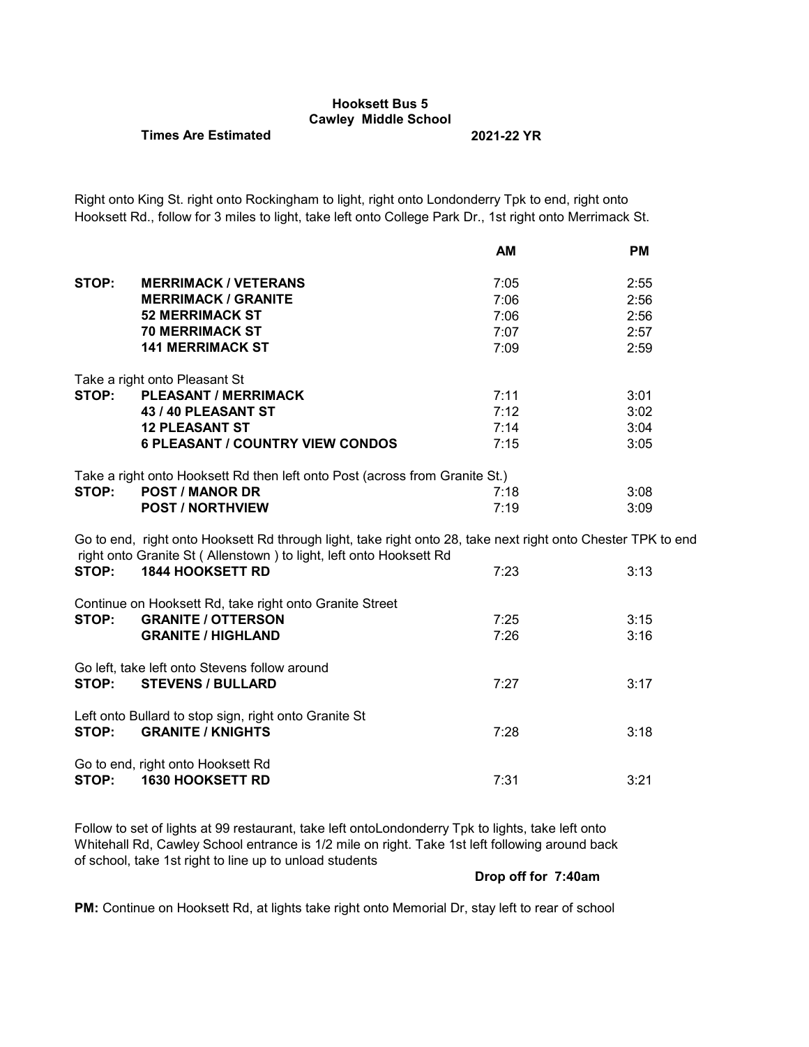**Hooksett Bus 5**

**Cawley Middle School**

**Times Are Estimated** **2021-22 YR**

Right onto King St. right onto Rockingham to light, right onto Londonderry Tpk to end, right onto Hooksett Rd., follow for 3 miles to light, take left onto College Park Dr., 1st right onto Merrimack St.

| | | AM | PM |
|---|---|---|---|
| **STOP:** | **MERRIMACK / VETERANS** | 7:05 | 2:55 |
| | **MERRIMACK / GRANITE** | 7:06 | 2:56 |
| | **52 MERRIMACK ST** | 7:06 | 2:56 |
| | **70 MERRIMACK ST** | 7:07 | 2:57 |
| | **141 MERRIMACK ST** | 7:09 | 2:59 |
| Take a right onto Pleasant St | | | |
| **STOP:** | **PLEASANT / MERRIMACK** | 7:11 | 3:01 |
| | **43 / 40 PLEASANT ST** | 7:12 | 3:02 |
| | **12 PLEASANT ST** | 7:14 | 3:04 |
| | **6 PLEASANT / COUNTRY VIEW CONDOS** | 7:15 | 3:05 |
| Take a right onto Hooksett Rd then left onto Post (across from Granite St.) | | | |
| **STOP:** | **POST / MANOR DR** | 7:18 | 3:08 |
| | **POST / NORTHVIEW** | 7:19 | 3:09 |
| Go to end, right onto Hooksett Rd through light, take right onto 28, take next right onto Chester TPK to end right onto Granite St ( Allenstown ) to light, left onto Hooksett Rd | | | |
| **STOP:** | **1844 HOOKSETT RD** | 7:23 | 3:13 |
| Continue on Hooksett Rd, take right onto Granite Street | | | |
| **STOP:** | **GRANITE / OTTERSON** | 7:25 | 3:15 |
| | **GRANITE / HIGHLAND** | 7:26 | 3:16 |
| Go left, take left onto Stevens follow around | | | |
| **STOP:** | **STEVENS / BULLARD** | 7:27 | 3:17 |
| Left onto Bullard to stop sign, right onto Granite St | | | |
| **STOP:** | **GRANITE / KNIGHTS** | 7:28 | 3:18 |
| Go to end, right onto Hooksett Rd | | | |
| **STOP:** | **1630 HOOKSETT RD** | 7:31 | 3:21 |

Follow to set of lights at 99 restaurant, take left ontoLondonderry Tpk to lights, take left onto Whitehall Rd, Cawley School entrance is 1/2 mile on right. Take 1st left following around back of school, take 1st right to line up to unload students

**Drop off for 7:40am**

**PM:** Continue on Hooksett Rd, at lights take right onto Memorial Dr, stay left to rear of school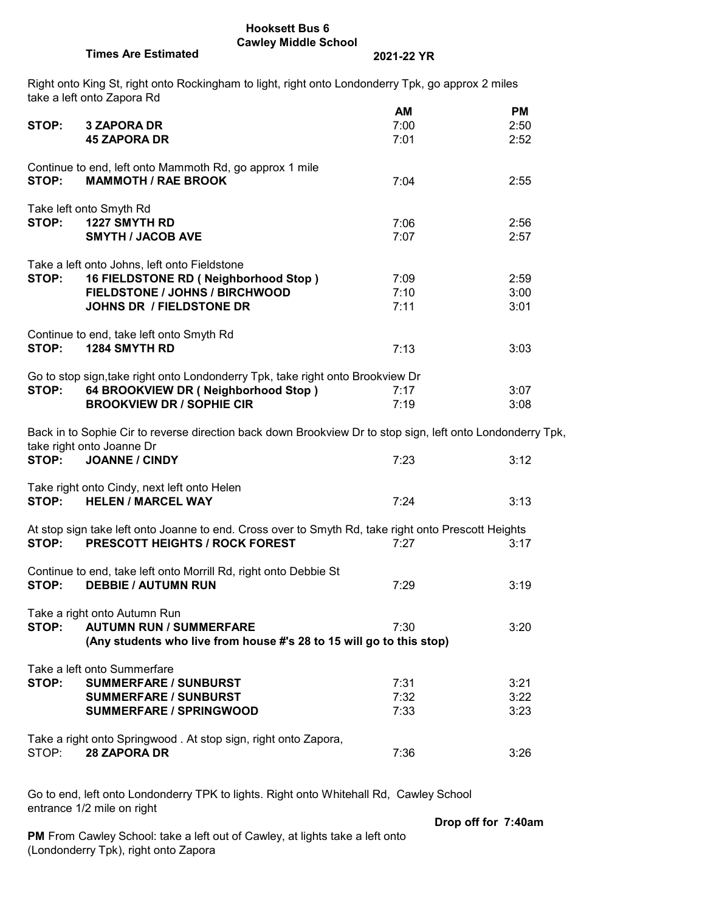# Hooksett Bus 6

## Cawley Middle School

**Times Are Estimated** **2021-22 YR**

Right onto King St, right onto Rockingham to light, right onto Londonderry Tpk, go approx 2 miles take a left onto Zapora Rd

| | | AM | PM |
|---|---|---|---|
| **STOP:** | **3 ZAPORA DR** | 7:00 | 2:50 |
| | **45 ZAPORA DR** | 7:01 | 2:52 |

Continue to end, left onto Mammoth Rd, go approx 1 mile

| | | AM | PM |
|---|---|---|---|
| **STOP:** | **MAMMOTH / RAE BROOK** | 7:04 | 2:55 |

Take left onto Smyth Rd

| | | AM | PM |
|---|---|---|---|
| **STOP:** | **1227 SMYTH RD** | 7:06 | 2:56 |
| | **SMYTH / JACOB AVE** | 7:07 | 2:57 |

Take a left onto Johns, left onto Fieldstone

| | | AM | PM |
|---|---|---|---|
| **STOP:** | **16 FIELDSTONE RD ( Neighborhood Stop )** | 7:09 | 2:59 |
| | **FIELDSTONE / JOHNS / BIRCHWOOD** | 7:10 | 3:00 |
| | **JOHNS DR / FIELDSTONE DR** | 7:11 | 3:01 |

Continue to end, take left onto Smyth Rd

| | | AM | PM |
|---|---|---|---|
| **STOP:** | **1284 SMYTH RD** | 7:13 | 3:03 |

Go to stop sign,take right onto Londonderry Tpk, take right onto Brookview Dr

| | | AM | PM |
|---|---|---|---|
| **STOP:** | **64 BROOKVIEW DR ( Neighborhood Stop )** | 7:17 | 3:07 |
| | **BROOKVIEW DR / SOPHIE CIR** | 7:19 | 3:08 |

Back in to Sophie Cir to reverse direction back down Brookview Dr to stop sign, left onto Londonderry Tpk, take right onto Joanne Dr

| | | AM | PM |
|---|---|---|---|
| **STOP:** | **JOANNE / CINDY** | 7:23 | 3:12 |

Take right onto Cindy, next left onto Helen

| | | AM | PM |
|---|---|---|---|
| **STOP:** | **HELEN / MARCEL WAY** | 7:24 | 3:13 |

At stop sign take left onto Joanne to end. Cross over to Smyth Rd, take right onto Prescott Heights

| | | AM | PM |
|---|---|---|---|
| **STOP:** | **PRESCOTT HEIGHTS / ROCK FOREST** | 7:27 | 3:17 |

Continue to end, take left onto Morrill Rd, right onto Debbie St

| | | AM | PM |
|---|---|---|---|
| **STOP:** | **DEBBIE / AUTUMN RUN** | 7:29 | 3:19 |

Take a right onto Autumn Run

| | | AM | PM |
|---|---|---|---|
| **STOP:** | **AUTUMN RUN / SUMMERFARE** | 7:30 | 3:20 |

**(Any students who live from house #'s 28 to 15 will go to this stop)**

Take a left onto Summerfare

| | | AM | PM |
|---|---|---|---|
| **STOP:** | **SUMMERFARE / SUNBURST** | 7:31 | 3:21 |
| | **SUMMERFARE / SUNBURST** | 7:32 | 3:22 |
| | **SUMMERFARE / SPRINGWOOD** | 7:33 | 3:23 |

Take a right onto Springwood . At stop sign, right onto Zapora,

| | | AM | PM |
|---|---|---|---|
| STOP: | **28 ZAPORA DR** | 7:36 | 3:26 |

Go to end, left onto Londonderry TPK to lights. Right onto Whitehall Rd, Cawley School entrance 1/2 mile on right

**Drop off for 7:40am**

**PM** From Cawley School: take a left out of Cawley, at lights take a left onto (Londonderry Tpk), right onto Zapora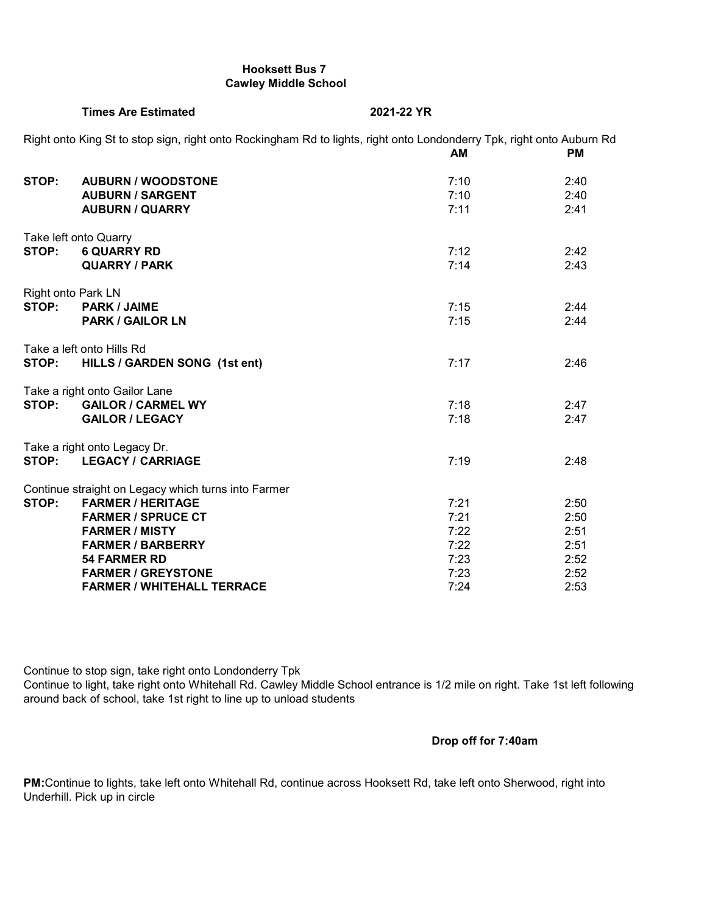**Hooksett Bus 7**
**Cawley Middle School**

**Times Are Estimated** **2021-22 YR**

Right onto King St to stop sign, right onto Rockingham Rd to lights, right onto Londonderry Tpk, right onto Auburn Rd

| | | AM | PM |
|---|---|---|---|
| **STOP:** | **AUBURN / WOODSTONE** | 7:10 | 2:40 |
| | **AUBURN / SARGENT** | 7:10 | 2:40 |
| | **AUBURN / QUARRY** | 7:11 | 2:41 |
| Take left onto Quarry | | | |
| **STOP:** | **6 QUARRY RD** | 7:12 | 2:42 |
| | **QUARRY / PARK** | 7:14 | 2:43 |
| Right onto Park LN | | | |
| **STOP:** | **PARK / JAIME** | 7:15 | 2:44 |
| | **PARK / GAILOR LN** | 7:15 | 2:44 |
| Take a left onto Hills Rd | | | |
| **STOP:** | **HILLS / GARDEN SONG (1st ent)** | 7:17 | 2:46 |
| Take a right onto Gailor Lane | | | |
| **STOP:** | **GAILOR / CARMEL WY** | 7:18 | 2:47 |
| | **GAILOR / LEGACY** | 7:18 | 2:47 |
| Take a right onto Legacy Dr. | | | |
| **STOP:** | **LEGACY / CARRIAGE** | 7:19 | 2:48 |
| Continue straight on Legacy which turns into Farmer | | | |
| **STOP:** | **FARMER / HERITAGE** | 7:21 | 2:50 |
| | **FARMER / SPRUCE CT** | 7:21 | 2:50 |
| | **FARMER / MISTY** | 7:22 | 2:51 |
| | **FARMER / BARBERRY** | 7:22 | 2:51 |
| | **54 FARMER RD** | 7:23 | 2:52 |
| | **FARMER / GREYSTONE** | 7:23 | 2:52 |
| | **FARMER / WHITEHALL TERRACE** | 7:24 | 2:53 |

Continue to stop sign, take right onto Londonderry Tpk
Continue to light, take right onto Whitehall Rd. Cawley Middle School entrance is 1/2 mile on right. Take 1st left following around back of school, take 1st right to line up to unload students

**Drop off for 7:40am**

**PM:** Continue to lights, take left onto Whitehall Rd, continue across Hooksett Rd, take left onto Sherwood, right into Underhill. Pick up in circle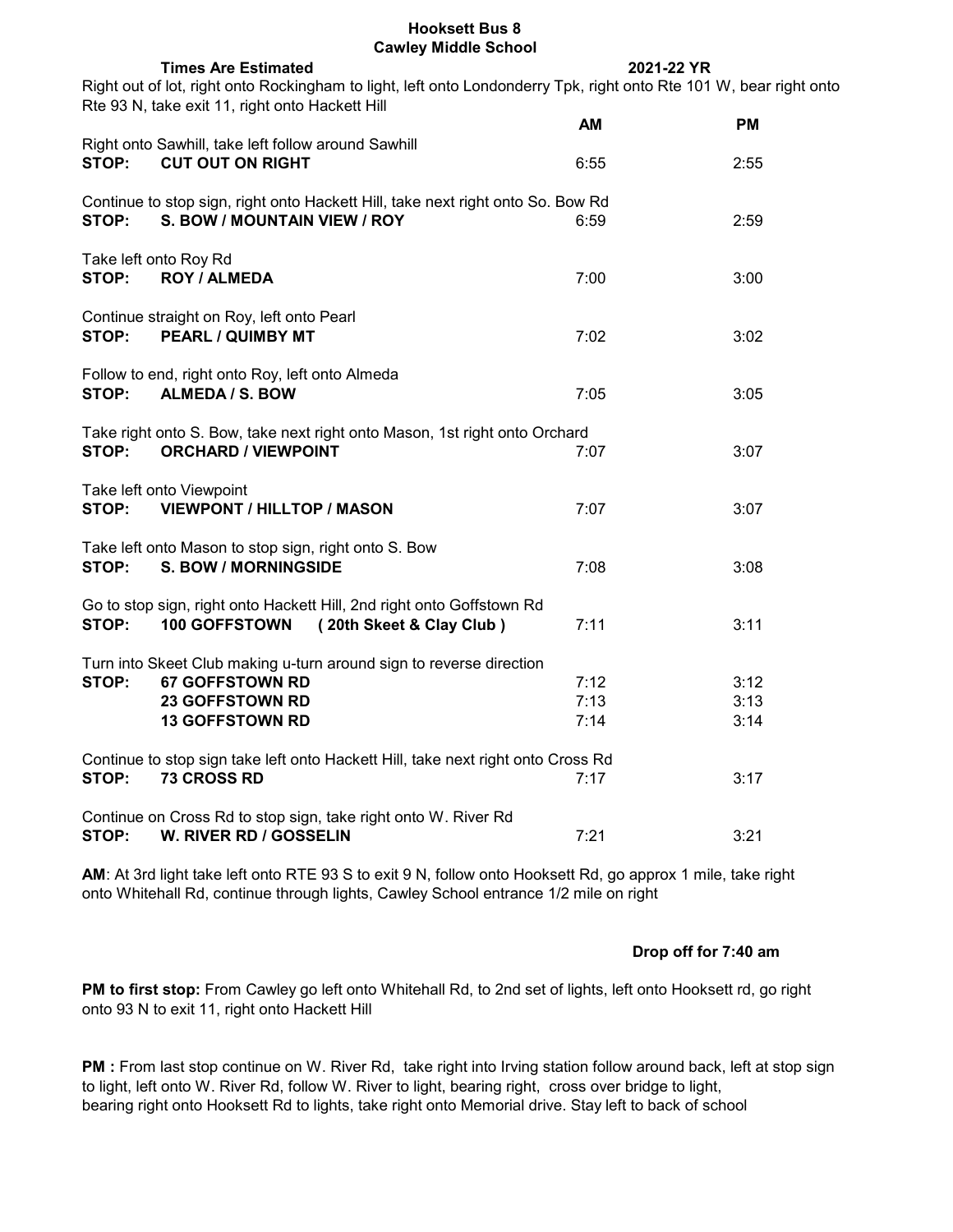# Hooksett Bus 8
## Cawley Middle School

**Times Are Estimated** **2021-22 YR**

Right out of lot, right onto Rockingham to light, left onto Londonderry Tpk, right onto Rte 101 W, bear right onto Rte 93 N, take exit 11, right onto Hackett Hill

| | | AM | PM |
|---|---|---|---|
| Right onto Sawhill, take left follow around Sawhill | | | |
| **STOP:** | **CUT OUT ON RIGHT** | 6:55 | 2:55 |
| Continue to stop sign, right onto Hackett Hill, take next right onto So. Bow Rd | | | |
| **STOP:** | **S. BOW / MOUNTAIN VIEW / ROY** | 6:59 | 2:59 |
| Take left onto Roy Rd | | | |
| **STOP:** | **ROY / ALMEDA** | 7:00 | 3:00 |
| Continue straight on Roy, left onto Pearl | | | |
| **STOP:** | **PEARL / QUIMBY MT** | 7:02 | 3:02 |
| Follow to end, right onto Roy, left onto Almeda | | | |
| **STOP:** | **ALMEDA / S. BOW** | 7:05 | 3:05 |
| Take right onto S. Bow, take next right onto Mason, 1st right onto Orchard | | | |
| **STOP:** | **ORCHARD / VIEWPOINT** | 7:07 | 3:07 |
| Take left onto Viewpoint | | | |
| **STOP:** | **VIEWPONT / HILLTOP / MASON** | 7:07 | 3:07 |
| Take left onto Mason to stop sign, right onto S. Bow | | | |
| **STOP:** | **S. BOW / MORNINGSIDE** | 7:08 | 3:08 |
| Go to stop sign, right onto Hackett Hill, 2nd right onto Goffstown Rd | | | |
| **STOP:** | **100 GOFFSTOWN ( 20th Skeet & Clay Club )** | 7:11 | 3:11 |
| Turn into Skeet Club making u-turn around sign to reverse direction | | | |
| **STOP:** | **67 GOFFSTOWN RD** | 7:12 | 3:12 |
| | **23 GOFFSTOWN RD** | 7:13 | 3:13 |
| | **13 GOFFSTOWN RD** | 7:14 | 3:14 |
| Continue to stop sign take left onto Hackett Hill, take next right onto Cross Rd | | | |
| **STOP:** | **73 CROSS RD** | 7:17 | 3:17 |
| Continue on Cross Rd to stop sign, take right onto W. River Rd | | | |
| **STOP:** | **W. RIVER RD / GOSSELIN** | 7:21 | 3:21 |

**AM**: At 3rd light take left onto RTE 93 S to exit 9 N, follow onto Hooksett Rd, go approx 1 mile, take right onto Whitehall Rd, continue through lights, Cawley School entrance 1/2 mile on right

**Drop off for 7:40 am**

**PM to first stop:** From Cawley go left onto Whitehall Rd, to 2nd set of lights, left onto Hooksett rd, go right onto 93 N to exit 11, right onto Hackett Hill

**PM :** From last stop continue on W. River Rd, take right into Irving station follow around back, left at stop sign to light, left onto W. River Rd, follow W. River to light, bearing right, cross over bridge to light, bearing right onto Hooksett Rd to lights, take right onto Memorial drive. Stay left to back of school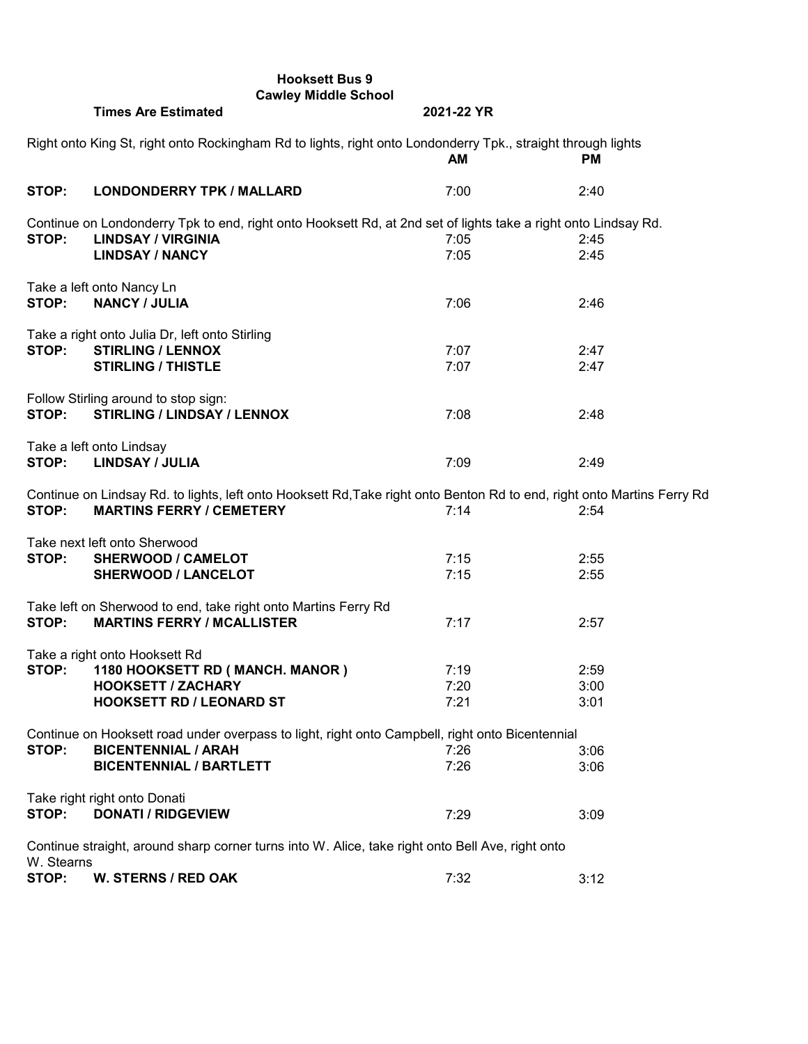**Hooksett Bus 9**

**Cawley Middle School**

**Times Are Estimated** **2021-22 YR**

Right onto King St, right onto Rockingham Rd to lights, right onto Londonderry Tpk., straight through lights

| | | **AM** | **PM** |
|---|---|---|---|
| **STOP:** | **LONDONDERRY TPK / MALLARD** | 7:00 | 2:40 |
| Continue on Londonderry Tpk to end, right onto Hooksett Rd, at 2nd set of lights take a right onto Lindsay Rd. | | | |
| **STOP:** | **LINDSAY / VIRGINIA** | 7:05 | 2:45 |
| | **LINDSAY / NANCY** | 7:05 | 2:45 |
| Take a left onto Nancy Ln | | | |
| **STOP:** | **NANCY / JULIA** | 7:06 | 2:46 |
| Take a right onto Julia Dr, left onto Stirling | | | |
| **STOP:** | **STIRLING / LENNOX** | 7:07 | 2:47 |
| | **STIRLING / THISTLE** | 7:07 | 2:47 |
| Follow Stirling around to stop sign: | | | |
| **STOP:** | **STIRLING / LINDSAY / LENNOX** | 7:08 | 2:48 |
| Take a left onto Lindsay | | | |
| **STOP:** | **LINDSAY / JULIA** | 7:09 | 2:49 |
| Continue on Lindsay Rd. to lights, left onto Hooksett Rd,Take right onto Benton Rd to end, right onto Martins Ferry Rd | | | |
| **STOP:** | **MARTINS FERRY / CEMETERY** | 7:14 | 2:54 |
| Take next left onto Sherwood | | | |
| **STOP:** | **SHERWOOD / CAMELOT** | 7:15 | 2:55 |
| | **SHERWOOD / LANCELOT** | 7:15 | 2:55 |
| Take left on Sherwood to end, take right onto Martins Ferry Rd | | | |
| **STOP:** | **MARTINS FERRY / MCALLISTER** | 7:17 | 2:57 |
| Take a right onto Hooksett Rd | | | |
| **STOP:** | **1180 HOOKSETT RD ( MANCH. MANOR )** | 7:19 | 2:59 |
| | **HOOKSETT / ZACHARY** | 7:20 | 3:00 |
| | **HOOKSETT RD / LEONARD ST** | 7:21 | 3:01 |
| Continue on Hooksett road under overpass to light, right onto Campbell, right onto Bicentennial | | | |
| **STOP:** | **BICENTENNIAL / ARAH** | 7:26 | 3:06 |
| | **BICENTENNIAL / BARTLETT** | 7:26 | 3:06 |
| Take right right onto Donati | | | |
| **STOP:** | **DONATI / RIDGEVIEW** | 7:29 | 3:09 |
| Continue straight, around sharp corner turns into W. Alice, take right onto Bell Ave, right onto W. Stearns | | | |
| **STOP:** | **W. STERNS / RED OAK** | 7:32 | 3:12 |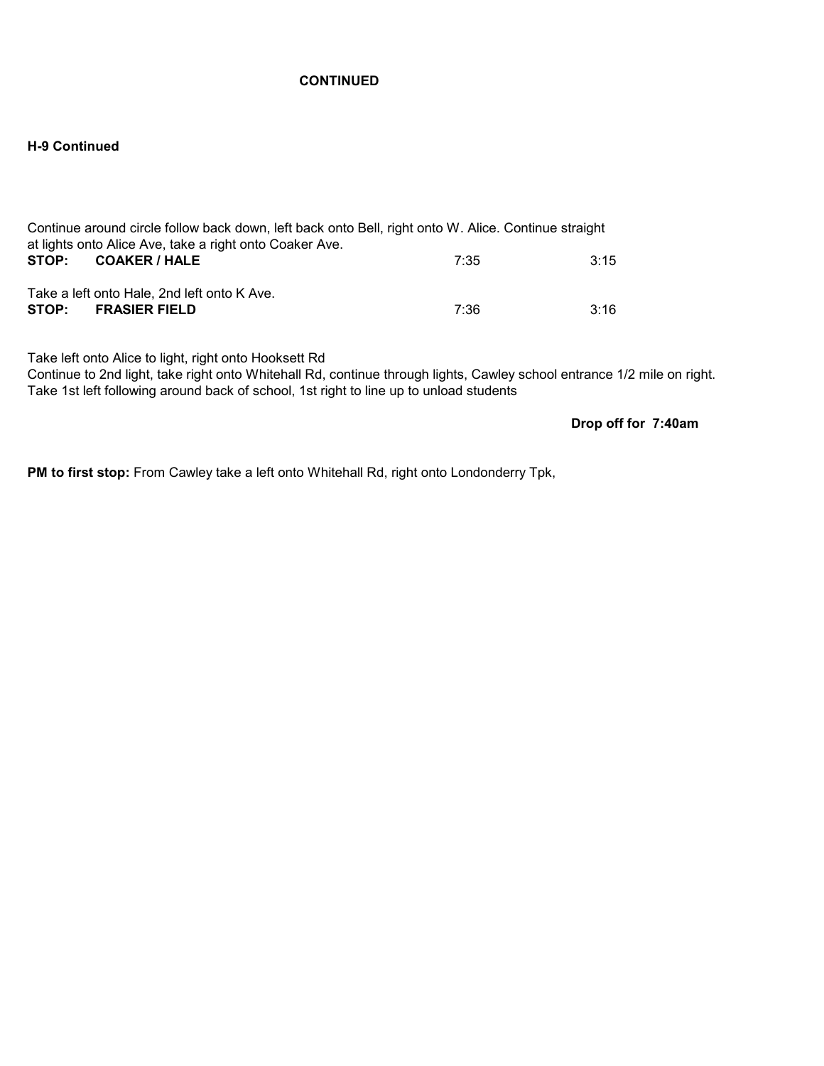**CONTINUED**

**H-9 Continued**

Continue around circle follow back down, left back onto Bell, right onto W. Alice. Continue straight at lights onto Alice Ave, take a right onto Coaker Ave.

| | | | |
|---|---|---|---|
| **STOP:** | **COAKER / HALE** | 7:35 | 3:15 |

Take a left onto Hale, 2nd left onto K Ave.

| | | | |
|---|---|---|---|
| **STOP:** | **FRASIER FIELD** | 7:36 | 3:16 |

Take left onto Alice to light, right onto Hooksett Rd
Continue to 2nd light, take right onto Whitehall Rd, continue through lights, Cawley school entrance 1/2 mile on right.
Take 1st left following around back of school, 1st right to line up to unload students

**Drop off for 7:40am**

**PM to first stop:** From Cawley take a left onto Whitehall Rd, right onto Londonderry Tpk,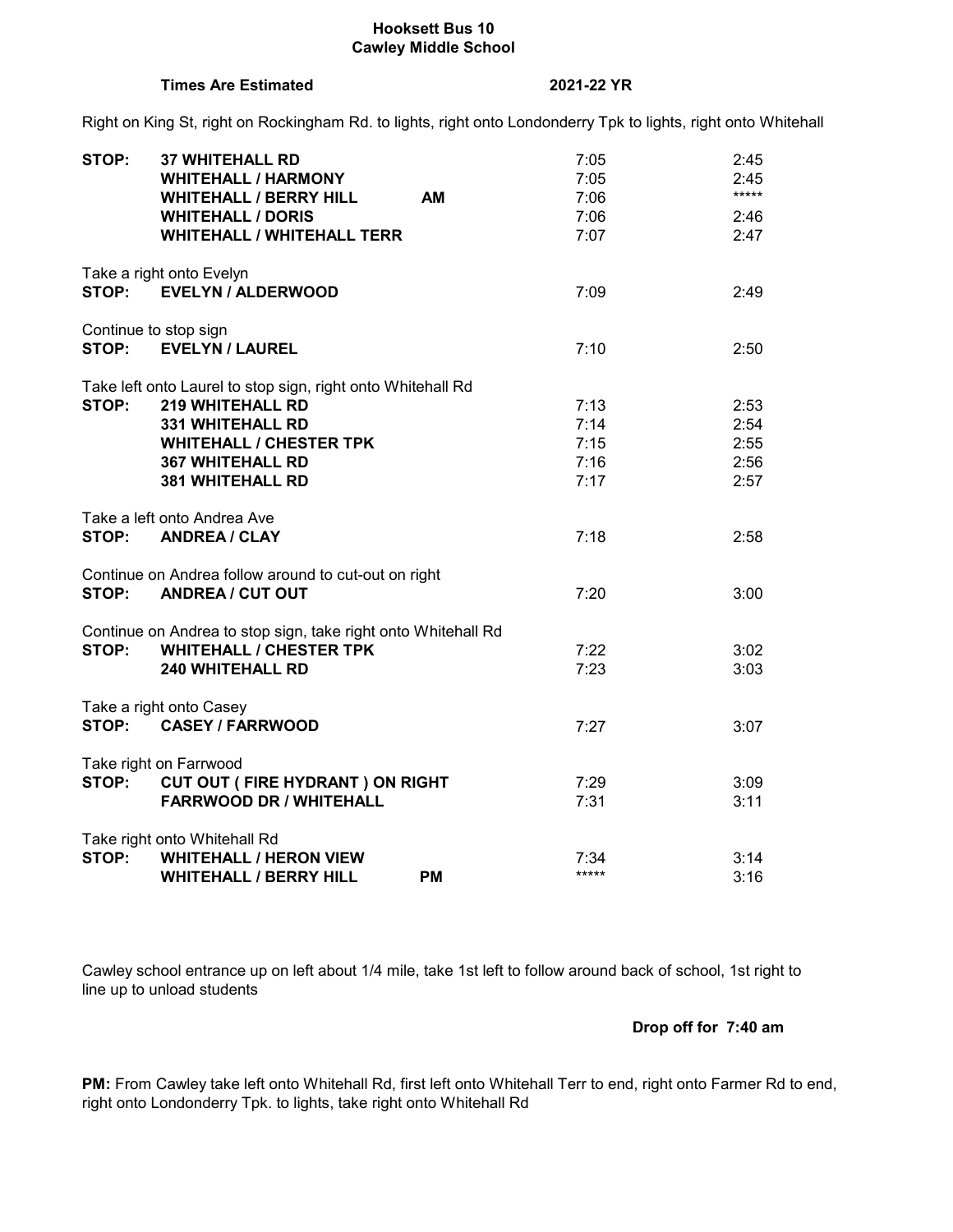**Hooksett Bus 10**
**Cawley Middle School**

**Times Are Estimated** **2021-22 YR**

Right on King St, right on Rockingham Rd. to lights, right onto Londonderry Tpk to lights, right onto Whitehall

| | | | AM | PM |
|---|---|---|---|---|
| **STOP:** | **37 WHITEHALL RD** | | 7:05 | 2:45 |
| | **WHITEHALL / HARMONY** | | 7:05 | 2:45 |
| | **WHITEHALL / BERRY HILL** | **AM** | 7:06 | ***** |
| | **WHITEHALL / DORIS** | | 7:06 | 2:46 |
| | **WHITEHALL / WHITEHALL TERR** | | 7:07 | 2:47 |
| Take a right onto Evelyn | | | | |
| **STOP:** | **EVELYN / ALDERWOOD** | | 7:09 | 2:49 |
| Continue to stop sign | | | | |
| **STOP:** | **EVELYN / LAUREL** | | 7:10 | 2:50 |
| Take left onto Laurel to stop sign, right onto Whitehall Rd | | | | |
| **STOP:** | **219 WHITEHALL RD** | | 7:13 | 2:53 |
| | **331 WHITEHALL RD** | | 7:14 | 2:54 |
| | **WHITEHALL / CHESTER TPK** | | 7:15 | 2:55 |
| | **367 WHITEHALL RD** | | 7:16 | 2:56 |
| | **381 WHITEHALL RD** | | 7:17 | 2:57 |
| Take a left onto Andrea Ave | | | | |
| **STOP:** | **ANDREA / CLAY** | | 7:18 | 2:58 |
| Continue on Andrea follow around to cut-out on right | | | | |
| **STOP:** | **ANDREA / CUT OUT** | | 7:20 | 3:00 |
| Continue on Andrea to stop sign, take right onto Whitehall Rd | | | | |
| **STOP:** | **WHITEHALL / CHESTER TPK** | | 7:22 | 3:02 |
| | **240 WHITEHALL RD** | | 7:23 | 3:03 |
| Take a right onto Casey | | | | |
| **STOP:** | **CASEY / FARRWOOD** | | 7:27 | 3:07 |
| Take right on Farrwood | | | | |
| **STOP:** | **CUT OUT ( FIRE HYDRANT ) ON RIGHT** | | 7:29 | 3:09 |
| | **FARRWOOD DR / WHITEHALL** | | 7:31 | 3:11 |
| Take right onto Whitehall Rd | | | | |
| **STOP:** | **WHITEHALL / HERON VIEW** | | 7:34 | 3:14 |
| | **WHITEHALL / BERRY HILL** | **PM** | ***** | 3:16 |

Cawley school entrance up on left about 1/4 mile, take 1st left to follow around back of school, 1st right to line up to unload students

**Drop off for 7:40 am**

**PM:** From Cawley take left onto Whitehall Rd, first left onto Whitehall Terr to end, right onto Farmer Rd to end, right onto Londonderry Tpk. to lights, take right onto Whitehall Rd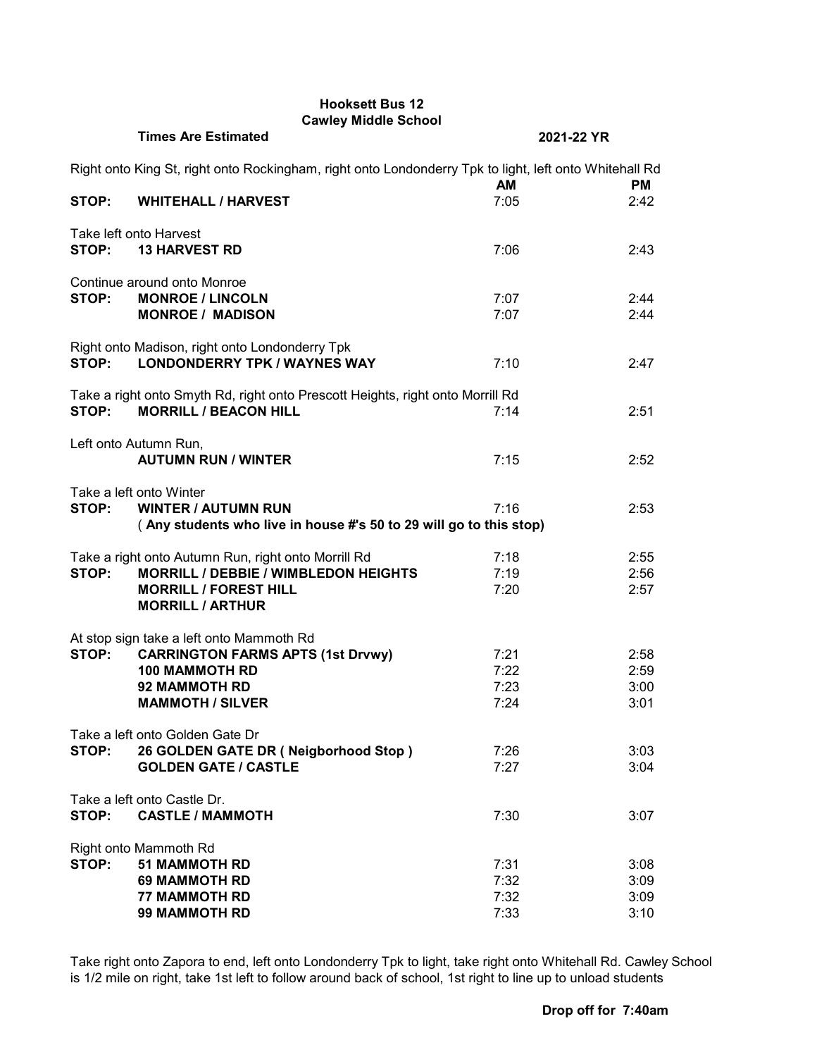**Hooksett Bus 12**
**Cawley Middle School**

**Times Are Estimated** **2021-22 YR**

Right onto King St, right onto Rockingham, right onto Londonderry Tpk to light, left onto Whitehall Rd

| | | AM | PM |
|---|---|---|---|
| **STOP:** | **WHITEHALL / HARVEST** | 7:05 | 2:42 |
| Take left onto Harvest | | | |
| **STOP:** | **13 HARVEST RD** | 7:06 | 2:43 |
| Continue around onto Monroe | | | |
| **STOP:** | **MONROE / LINCOLN** | 7:07 | 2:44 |
| | **MONROE / MADISON** | 7:07 | 2:44 |
| Right onto Madison, right onto Londonderry Tpk | | | |
| **STOP:** | **LONDONDERRY TPK / WAYNES WAY** | 7:10 | 2:47 |
| Take a right onto Smyth Rd, right onto Prescott Heights, right onto Morrill Rd | | | |
| **STOP:** | **MORRILL / BEACON HILL** | 7:14 | 2:51 |
| Left onto Autumn Run, | | | |
| | **AUTUMN RUN / WINTER** | 7:15 | 2:52 |
| Take a left onto Winter | | | |
| **STOP:** | **WINTER / AUTUMN RUN** | 7:16 | 2:53 |
| | **( Any students who live in house #'s 50 to 29 will go to this stop)** | | |
| Take a right onto Autumn Run, right onto Morrill Rd | | 7:18 | 2:55 |
| **STOP:** | **MORRILL / DEBBIE / WIMBLEDON HEIGHTS** | 7:19 | 2:56 |
| | **MORRILL / FOREST HILL** | 7:20 | 2:57 |
| | **MORRILL / ARTHUR** | | |
| At stop sign take a left onto Mammoth Rd | | | |
| **STOP:** | **CARRINGTON FARMS APTS (1st Drvwy)** | 7:21 | 2:58 |
| | **100 MAMMOTH RD** | 7:22 | 2:59 |
| | **92 MAMMOTH RD** | 7:23 | 3:00 |
| | **MAMMOTH / SILVER** | 7:24 | 3:01 |
| Take a left onto Golden Gate Dr | | | |
| **STOP:** | **26 GOLDEN GATE DR ( Neigborhood Stop )** | 7:26 | 3:03 |
| | **GOLDEN GATE / CASTLE** | 7:27 | 3:04 |
| Take a left onto Castle Dr. | | | |
| **STOP:** | **CASTLE / MAMMOTH** | 7:30 | 3:07 |
| Right onto Mammoth Rd | | | |
| **STOP:** | **51 MAMMOTH RD** | 7:31 | 3:08 |
| | **69 MAMMOTH RD** | 7:32 | 3:09 |
| | **77 MAMMOTH RD** | 7:32 | 3:09 |
| | **99 MAMMOTH RD** | 7:33 | 3:10 |

Take right onto Zapora to end, left onto Londonderry Tpk to light, take right onto Whitehall Rd. Cawley School is 1/2 mile on right, take 1st left to follow around back of school, 1st right to line up to unload students

**Drop off for 7:40am**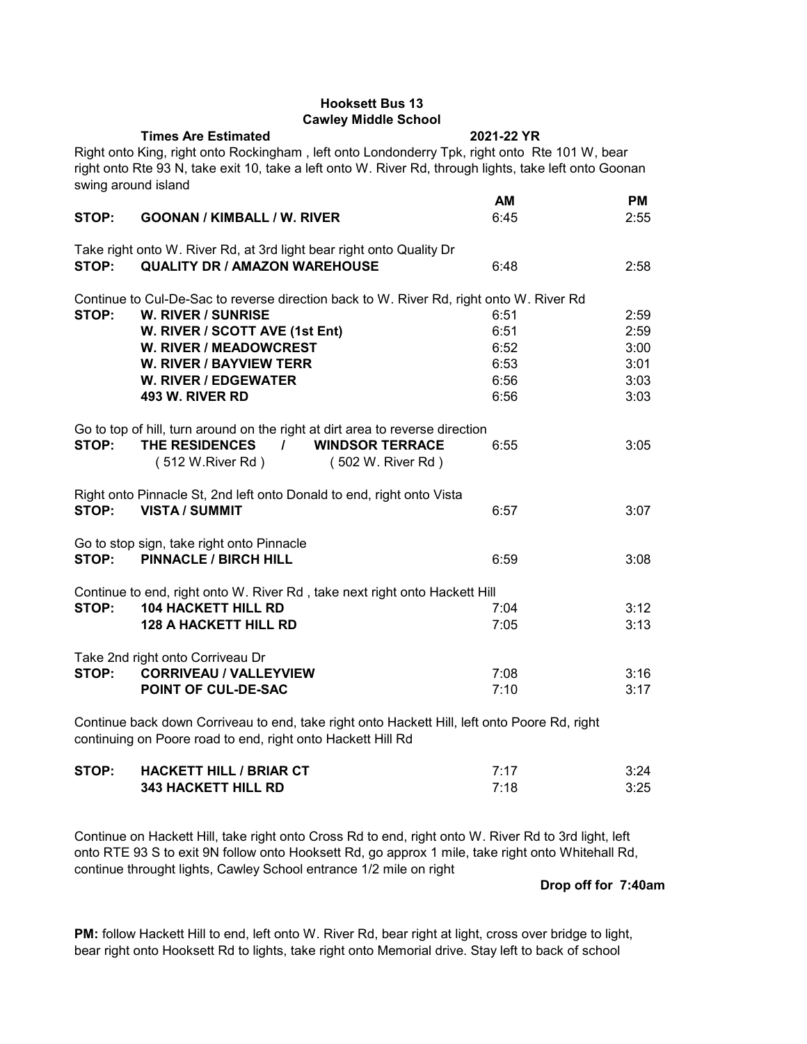**Hooksett Bus 13**
**Cawley Middle School**

**Times Are Estimated** **2021-22 YR**

Right onto King, right onto Rockingham , left onto Londonderry Tpk, right onto Rte 101 W, bear right onto Rte 93 N, take exit 10, take a left onto W. River Rd, through lights, take left onto Goonan swing around island

| | | AM | PM |
|---|---|---|---|
| **STOP:** | **GOONAN / KIMBALL / W. RIVER** | 6:45 | 2:55 |

Take right onto W. River Rd, at 3rd light bear right onto Quality Dr

| | | AM | PM |
|---|---|---|---|
| **STOP:** | **QUALITY DR / AMAZON WAREHOUSE** | 6:48 | 2:58 |

Continue to Cul-De-Sac to reverse direction back to W. River Rd, right onto W. River Rd

| | | AM | PM |
|---|---|---|---|
| **STOP:** | **W. RIVER / SUNRISE** | 6:51 | 2:59 |
| | **W. RIVER / SCOTT AVE (1st Ent)** | 6:51 | 2:59 |
| | **W. RIVER / MEADOWCREST** | 6:52 | 3:00 |
| | **W. RIVER / BAYVIEW TERR** | 6:53 | 3:01 |
| | **W. RIVER / EDGEWATER** | 6:56 | 3:03 |
| | **493 W. RIVER RD** | 6:56 | 3:03 |

Go to top of hill, turn around on the right at dirt area to reverse direction

| | | AM | PM |
|---|---|---|---|
| **STOP:** | **THE RESIDENCES / WINDSOR TERRACE** (512 W.River Rd) (502 W. River Rd) | 6:55 | 3:05 |

Right onto Pinnacle St, 2nd left onto Donald to end, right onto Vista

| | | AM | PM |
|---|---|---|---|
| **STOP:** | **VISTA / SUMMIT** | 6:57 | 3:07 |

Go to stop sign, take right onto Pinnacle

| | | AM | PM |
|---|---|---|---|
| **STOP:** | **PINNACLE / BIRCH HILL** | 6:59 | 3:08 |

Continue to end, right onto W. River Rd , take next right onto Hackett Hill

| | | AM | PM |
|---|---|---|---|
| **STOP:** | **104 HACKETT HILL RD** | 7:04 | 3:12 |
| | **128 A HACKETT HILL RD** | 7:05 | 3:13 |

Take 2nd right onto Corriveau Dr

| | | AM | PM |
|---|---|---|---|
| **STOP:** | **CORRIVEAU / VALLEYVIEW** | 7:08 | 3:16 |
| | **POINT OF CUL-DE-SAC** | 7:10 | 3:17 |

Continue back down Corriveau to end, take right onto Hackett Hill, left onto Poore Rd, right continuing on Poore road to end, right onto Hackett Hill Rd

| | | AM | PM |
|---|---|---|---|
| **STOP:** | **HACKETT HILL / BRIAR CT** | 7:17 | 3:24 |
| | **343 HACKETT HILL RD** | 7:18 | 3:25 |

Continue on Hackett Hill, take right onto Cross Rd to end, right onto W. River Rd to 3rd light, left onto RTE 93 S to exit 9N follow onto Hooksett Rd, go approx 1 mile, take right onto Whitehall Rd, continue throught lights, Cawley School entrance 1/2 mile on right

**Drop off for 7:40am**

**PM:** follow Hackett Hill to end, left onto W. River Rd, bear right at light, cross over bridge to light, bear right onto Hooksett Rd to lights, take right onto Memorial drive. Stay left to back of school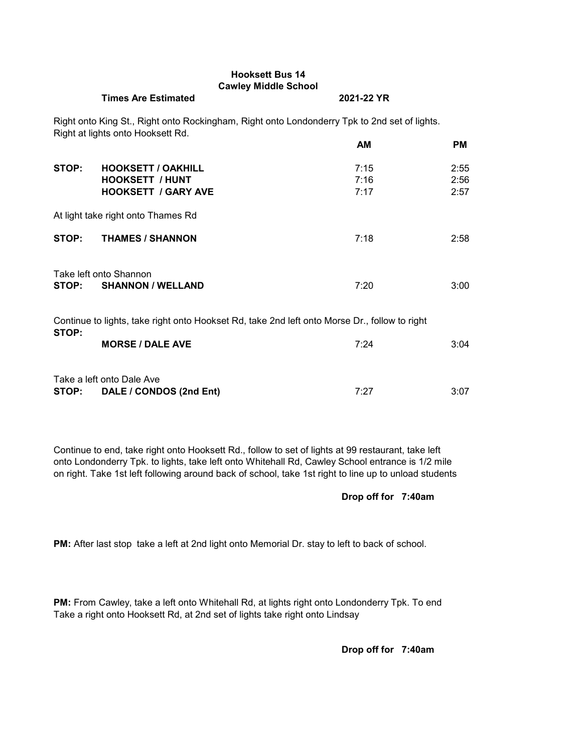**Hooksett Bus 14**
**Cawley Middle School**

**Times Are Estimated** **2021-22 YR**

Right onto King St., Right onto Rockingham, Right onto Londonderry Tpk to 2nd set of lights. Right at lights onto Hooksett Rd.

| | | AM | PM |
|---|---|---|---|
| **STOP:** | **HOOKSETT / OAKHILL** | 7:15 | 2:55 |
| | **HOOKSETT / HUNT** | 7:16 | 2:56 |
| | **HOOKSETT / GARY AVE** | 7:17 | 2:57 |

At light take right onto Thames Rd

| | | | |
|---|---|---|---|
| **STOP:** | **THAMES / SHANNON** | 7:18 | 2:58 |

Take left onto Shannon

| | | | |
|---|---|---|---|
| **STOP:** | **SHANNON / WELLAND** | 7:20 | 3:00 |

Continue to lights, take right onto Hookset Rd, take 2nd left onto Morse Dr., follow to right

| | | | |
|---|---|---|---|
| **STOP:** | **MORSE / DALE AVE** | 7:24 | 3:04 |

Take a left onto Dale Ave

| | | | |
|---|---|---|---|
| **STOP:** | **DALE / CONDOS (2nd Ent)** | 7:27 | 3:07 |

Continue to end, take right onto Hooksett Rd., follow to set of lights at 99 restaurant, take left onto Londonderry Tpk. to lights, take left onto Whitehall Rd, Cawley School entrance is 1/2 mile on right. Take 1st left following around back of school, take 1st right to line up to unload students

**Drop off for 7:40am**

**PM:** After last stop take a left at 2nd light onto Memorial Dr. stay to left to back of school.

**PM:** From Cawley, take a left onto Whitehall Rd, at lights right onto Londonderry Tpk. To end Take a right onto Hooksett Rd, at 2nd set of lights take right onto Lindsay

**Drop off for 7:40am**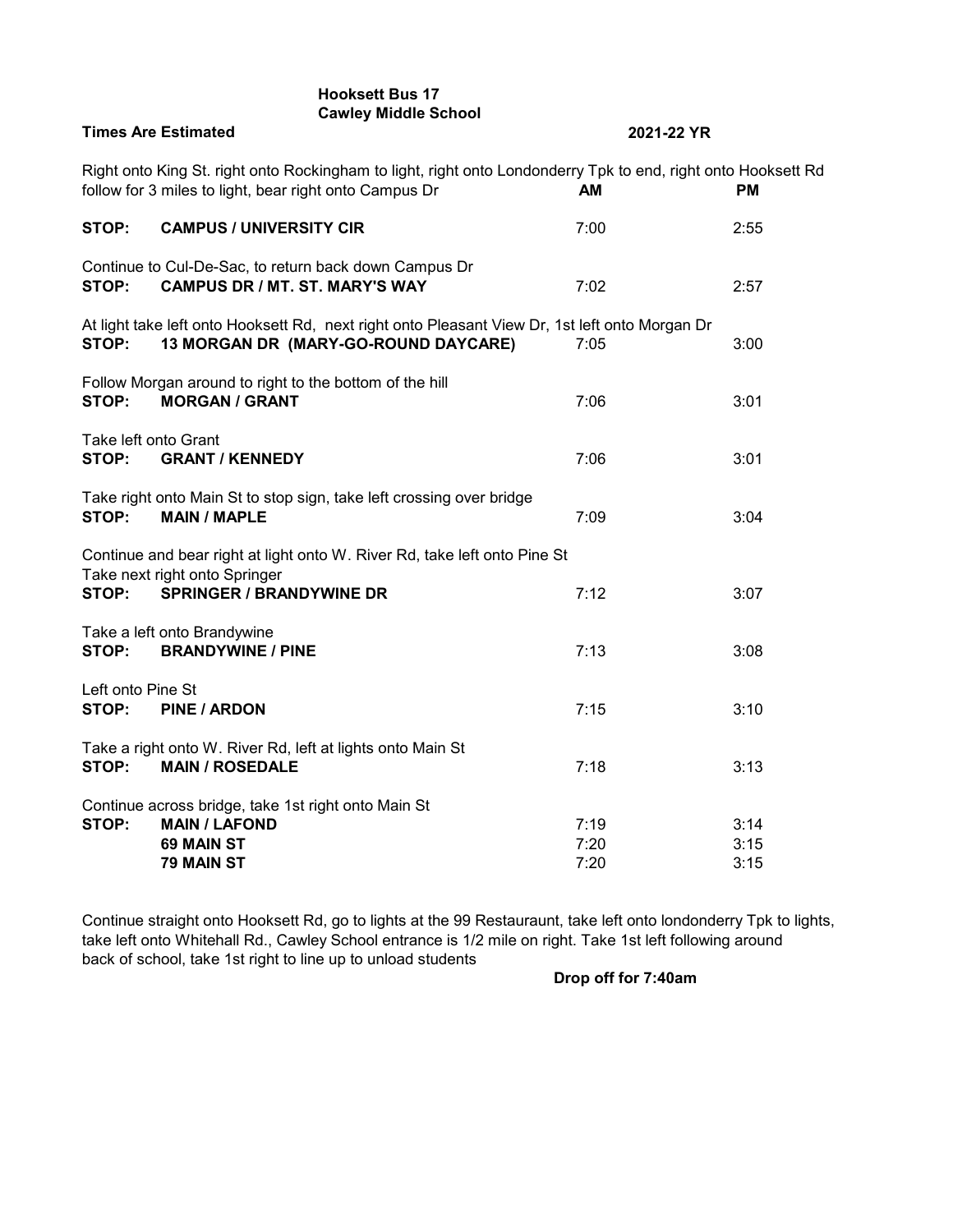**Hooksett Bus 17**
**Cawley Middle School**

**Times Are Estimated** **2021-22 YR**

Right onto King St. right onto Rockingham to light, right onto Londonderry Tpk to end, right onto Hooksett Rd follow for 3 miles to light, bear right onto Campus Dr

| | | AM | PM |
|---|---|---|---|
| **STOP:** | **CAMPUS / UNIVERSITY CIR** | 7:00 | 2:55 |

Continue to Cul-De-Sac, to return back down Campus Dr

| | | | |
|---|---|---|---|
| **STOP:** | **CAMPUS DR / MT. ST. MARY'S WAY** | 7:02 | 2:57 |

At light take left onto Hooksett Rd, next right onto Pleasant View Dr, 1st left onto Morgan Dr

| | | | |
|---|---|---|---|
| **STOP:** | **13 MORGAN DR (MARY-GO-ROUND DAYCARE)** | 7:05 | 3:00 |

Follow Morgan around to right to the bottom of the hill

| | | | |
|---|---|---|---|
| **STOP:** | **MORGAN / GRANT** | 7:06 | 3:01 |

Take left onto Grant

| | | | |
|---|---|---|---|
| **STOP:** | **GRANT / KENNEDY** | 7:06 | 3:01 |

Take right onto Main St to stop sign, take left crossing over bridge

| | | | |
|---|---|---|---|
| **STOP:** | **MAIN / MAPLE** | 7:09 | 3:04 |

Continue and bear right at light onto W. River Rd, take left onto Pine St
Take next right onto Springer

| | | | |
|---|---|---|---|
| **STOP:** | **SPRINGER / BRANDYWINE DR** | 7:12 | 3:07 |

Take a left onto Brandywine

| | | | |
|---|---|---|---|
| **STOP:** | **BRANDYWINE / PINE** | 7:13 | 3:08 |

Left onto Pine St

| | | | |
|---|---|---|---|
| **STOP:** | **PINE / ARDON** | 7:15 | 3:10 |

Take a right onto W. River Rd, left at lights onto Main St

| | | | |
|---|---|---|---|
| **STOP:** | **MAIN / ROSEDALE** | 7:18 | 3:13 |

Continue across bridge, take 1st right onto Main St

| | | | |
|---|---|---|---|
| **STOP:** | **MAIN / LAFOND** | 7:19 | 3:14 |
| | **69 MAIN ST** | 7:20 | 3:15 |
| | **79 MAIN ST** | 7:20 | 3:15 |

Continue straight onto Hooksett Rd, go to lights at the 99 Restauraunt, take left onto londonderry Tpk to lights, take left onto Whitehall Rd., Cawley School entrance is 1/2 mile on right. Take 1st left following around back of school, take 1st right to line up to unload students

**Drop off for 7:40am**